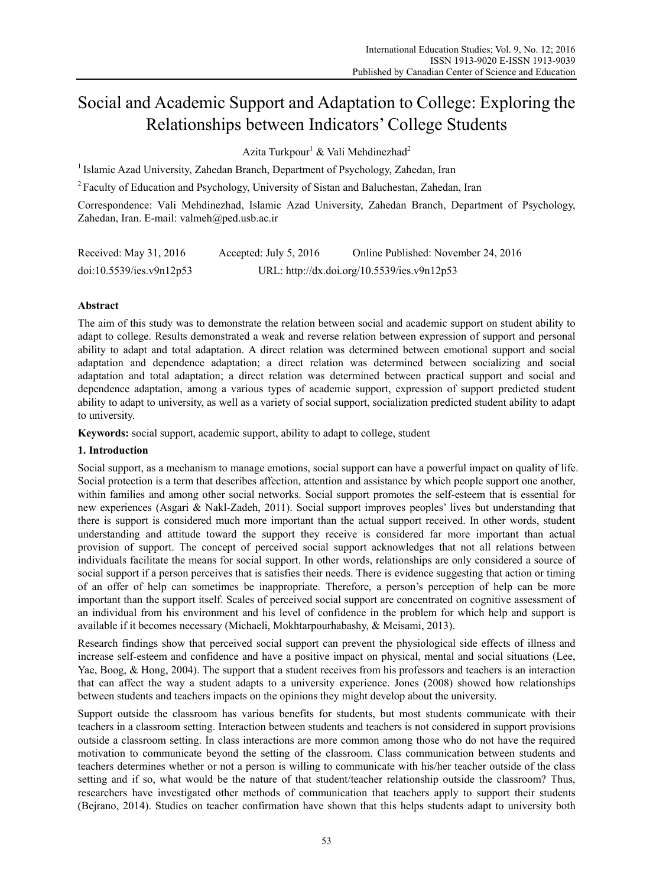# Social and Academic Support and Adaptation to College: Exploring the Relationships between Indicators' College Students

Azita Turkpour[1] & Vali Mehdinezhad[2]

[1] Islamic Azad University, Zahedan Branch, Department of Psychology, Zahedan, Iran

[2] Faculty of Education and Psychology, University of Sistan and Baluchestan, Zahedan, Iran

Correspondence: Vali Mehdinezhad, Islamic Azad University, Zahedan Branch, Department of Psychology, Zahedan, Iran. E-mail: valmeh@ped.usb.ac.ir

Received: May 31, 2016 Accepted: July 5, 2016 Online Published: November 24, 2016

doi:10.5539/ies.v9n12p53 URL: http://dx.doi.org/10.5539/ies.v9n12p53

## Abstract

The aim of this study was to demonstrate the relation between social and academic support on student ability to adapt to college. Results demonstrated a weak and reverse relation between expression of support and personal ability to adapt and total adaptation. A direct relation was determined between emotional support and social adaptation and dependence adaptation; a direct relation was determined between socializing and social adaptation and total adaptation; a direct relation was determined between practical support and social and dependence adaptation, among a various types of academic support, expression of support predicted student ability to adapt to university, as well as a variety of social support, socialization predicted student ability to adapt to university.

**Keywords:** social support, academic support, ability to adapt to college, student

## 1. Introduction

Social support, as a mechanism to manage emotions, social support can have a powerful impact on quality of life. Social protection is a term that describes affection, attention and assistance by which people support one another, within families and among other social networks. Social support promotes the self-esteem that is essential for new experiences (Asgari & Nakl-Zadeh, 2011). Social support improves peoples' lives but understanding that there is support is considered much more important than the actual support received. In other words, student understanding and attitude toward the support they receive is considered far more important than actual provision of support. The concept of perceived social support acknowledges that not all relations between individuals facilitate the means for social support. In other words, relationships are only considered a source of social support if a person perceives that is satisfies their needs. There is evidence suggesting that action or timing of an offer of help can sometimes be inappropriate. Therefore, a person's perception of help can be more important than the support itself. Scales of perceived social support are concentrated on cognitive assessment of an individual from his environment and his level of confidence in the problem for which help and support is available if it becomes necessary (Michaeli, Mokhtarpourhabashy, & Meisami, 2013).

Research findings show that perceived social support can prevent the physiological side effects of illness and increase self-esteem and confidence and have a positive impact on physical, mental and social situations (Lee, Yae, Boog, & Hong, 2004). The support that a student receives from his professors and teachers is an interaction that can affect the way a student adapts to a university experience. Jones (2008) showed how relationships between students and teachers impacts on the opinions they might develop about the university.

Support outside the classroom has various benefits for students, but most students communicate with their teachers in a classroom setting. Interaction between students and teachers is not considered in support provisions outside a classroom setting. In class interactions are more common among those who do not have the required motivation to communicate beyond the setting of the classroom. Class communication between students and teachers determines whether or not a person is willing to communicate with his/her teacher outside of the class setting and if so, what would be the nature of that student/teacher relationship outside the classroom? Thus, researchers have investigated other methods of communication that teachers apply to support their students (Bejrano, 2014). Studies on teacher confirmation have shown that this helps students adapt to university both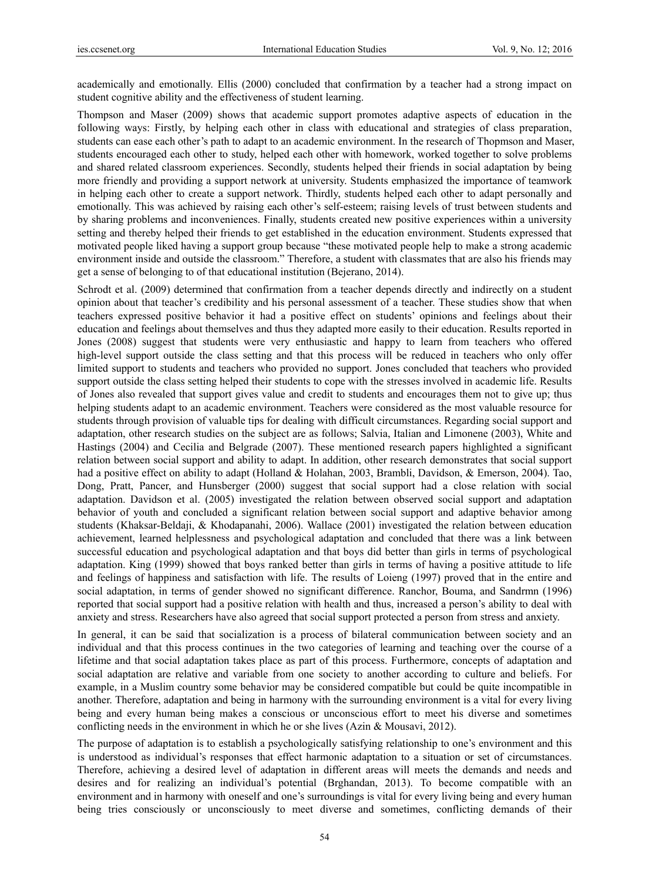academically and emotionally. Ellis (2000) concluded that confirmation by a teacher had a strong impact on student cognitive ability and the effectiveness of student learning.

Thompson and Maser (2009) shows that academic support promotes adaptive aspects of education in the following ways: Firstly, by helping each other in class with educational and strategies of class preparation, students can ease each other's path to adapt to an academic environment. In the research of Thopmson and Maser, students encouraged each other to study, helped each other with homework, worked together to solve problems and shared related classroom experiences. Secondly, students helped their friends in social adaptation by being more friendly and providing a support network at university. Students emphasized the importance of teamwork in helping each other to create a support network. Thirdly, students helped each other to adapt personally and emotionally. This was achieved by raising each other's self-esteem; raising levels of trust between students and by sharing problems and inconveniences. Finally, students created new positive experiences within a university setting and thereby helped their friends to get established in the education environment. Students expressed that motivated people liked having a support group because "these motivated people help to make a strong academic environment inside and outside the classroom." Therefore, a student with classmates that are also his friends may get a sense of belonging to of that educational institution (Bejerano, 2014).

Schrodt et al. (2009) determined that confirmation from a teacher depends directly and indirectly on a student opinion about that teacher's credibility and his personal assessment of a teacher. These studies show that when teachers expressed positive behavior it had a positive effect on students' opinions and feelings about their education and feelings about themselves and thus they adapted more easily to their education. Results reported in Jones (2008) suggest that students were very enthusiastic and happy to learn from teachers who offered high-level support outside the class setting and that this process will be reduced in teachers who only offer limited support to students and teachers who provided no support. Jones concluded that teachers who provided support outside the class setting helped their students to cope with the stresses involved in academic life. Results of Jones also revealed that support gives value and credit to students and encourages them not to give up; thus helping students adapt to an academic environment. Teachers were considered as the most valuable resource for students through provision of valuable tips for dealing with difficult circumstances. Regarding social support and adaptation, other research studies on the subject are as follows; Salvia, Italian and Limonene (2003), White and Hastings (2004) and Cecilia and Belgrade (2007). These mentioned research papers highlighted a significant relation between social support and ability to adapt. In addition, other research demonstrates that social support had a positive effect on ability to adapt (Holland & Holahan, 2003, Brambli, Davidson, & Emerson, 2004). Tao, Dong, Pratt, Pancer, and Hunsberger (2000) suggest that social support had a close relation with social adaptation. Davidson et al. (2005) investigated the relation between observed social support and adaptation behavior of youth and concluded a significant relation between social support and adaptive behavior among students (Khaksar-Beldaji, & Khodapanahi, 2006). Wallace (2001) investigated the relation between education achievement, learned helplessness and psychological adaptation and concluded that there was a link between successful education and psychological adaptation and that boys did better than girls in terms of psychological adaptation. King (1999) showed that boys ranked better than girls in terms of having a positive attitude to life and feelings of happiness and satisfaction with life. The results of Loieng (1997) proved that in the entire and social adaptation, in terms of gender showed no significant difference. Ranchor, Bouma, and Sandrmn (1996) reported that social support had a positive relation with health and thus, increased a person's ability to deal with anxiety and stress. Researchers have also agreed that social support protected a person from stress and anxiety.

In general, it can be said that socialization is a process of bilateral communication between society and an individual and that this process continues in the two categories of learning and teaching over the course of a lifetime and that social adaptation takes place as part of this process. Furthermore, concepts of adaptation and social adaptation are relative and variable from one society to another according to culture and beliefs. For example, in a Muslim country some behavior may be considered compatible but could be quite incompatible in another. Therefore, adaptation and being in harmony with the surrounding environment is a vital for every living being and every human being makes a conscious or unconscious effort to meet his diverse and sometimes conflicting needs in the environment in which he or she lives (Azin & Mousavi, 2012).

The purpose of adaptation is to establish a psychologically satisfying relationship to one's environment and this is understood as individual's responses that effect harmonic adaptation to a situation or set of circumstances. Therefore, achieving a desired level of adaptation in different areas will meets the demands and needs and desires and for realizing an individual's potential (Brghandan, 2013). To become compatible with an environment and in harmony with oneself and one's surroundings is vital for every living being and every human being tries consciously or unconsciously to meet diverse and sometimes, conflicting demands of their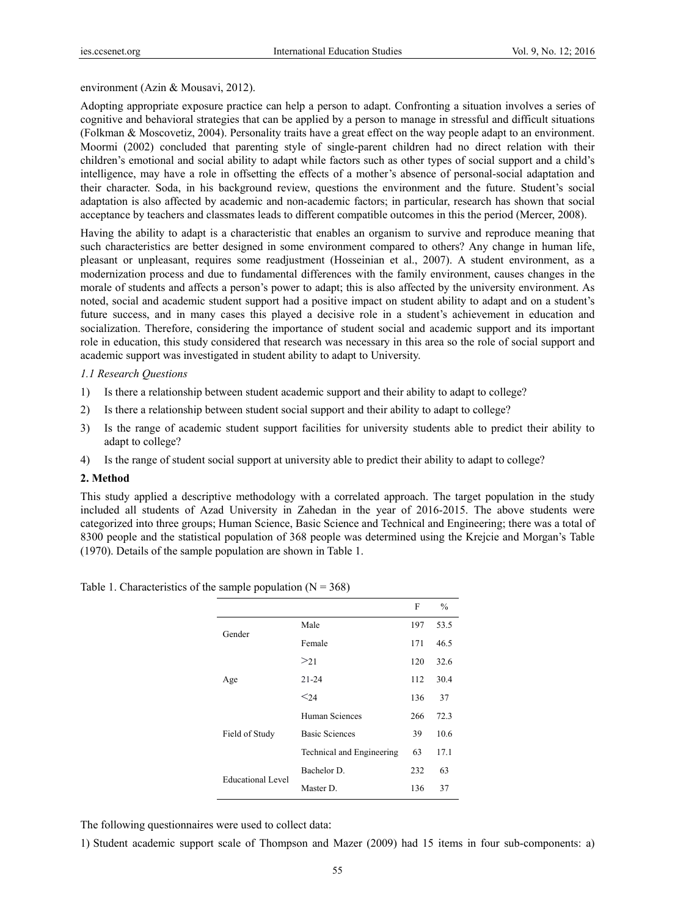environment (Azin & Mousavi, 2012).

Adopting appropriate exposure practice can help a person to adapt. Confronting a situation involves a series of cognitive and behavioral strategies that can be applied by a person to manage in stressful and difficult situations (Folkman & Moscovetiz, 2004). Personality traits have a great effect on the way people adapt to an environment. Moormi (2002) concluded that parenting style of single-parent children had no direct relation with their children's emotional and social ability to adapt while factors such as other types of social support and a child's intelligence, may have a role in offsetting the effects of a mother's absence of personal-social adaptation and their character. Soda, in his background review, questions the environment and the future. Student's social adaptation is also affected by academic and non-academic factors; in particular, research has shown that social acceptance by teachers and classmates leads to different compatible outcomes in this the period (Mercer, 2008).

Having the ability to adapt is a characteristic that enables an organism to survive and reproduce meaning that such characteristics are better designed in some environment compared to others? Any change in human life, pleasant or unpleasant, requires some readjustment (Hosseinian et al., 2007). A student environment, as a modernization process and due to fundamental differences with the family environment, causes changes in the morale of students and affects a person's power to adapt; this is also affected by the university environment. As noted, social and academic student support had a positive impact on student ability to adapt and on a student's future success, and in many cases this played a decisive role in a student's achievement in education and socialization. Therefore, considering the importance of student social and academic support and its important role in education, this study considered that research was necessary in this area so the role of social support and academic support was investigated in student ability to adapt to University.

### *1.1 Research Questions*

1) Is there a relationship between student academic support and their ability to adapt to college?
2) Is there a relationship between student social support and their ability to adapt to college?
3) Is the range of academic student support facilities for university students able to predict their ability to adapt to college?
4) Is the range of student social support at university able to predict their ability to adapt to college?

## **2. Method**

This study applied a descriptive methodology with a correlated approach. The target population in the study included all students of Azad University in Zahedan in the year of 2016-2015. The above students were categorized into three groups; Human Science, Basic Science and Technical and Engineering; there was a total of 8300 people and the statistical population of 368 people was determined using the Krejcie and Morgan's Table (1970). Details of the sample population are shown in Table 1.

Table 1. Characteristics of the sample population (N = 368)

| | | F | % |
|---|---|---|---|
| Gender | Male | 197 | 53.5 |
| | Female | 171 | 46.5 |
| Age | >21 | 120 | 32.6 |
| | 21-24 | 112 | 30.4 |
| | <24 | 136 | 37 |
| Field of Study | Human Sciences | 266 | 72.3 |
| | Basic Sciences | 39 | 10.6 |
| | Technical and Engineering | 63 | 17.1 |
| Educational Level | Bachelor D. | 232 | 63 |
| | Master D. | 136 | 37 |

The following questionnaires were used to collect data:

1) Student academic support scale of Thompson and Mazer (2009) had 15 items in four sub-components: a)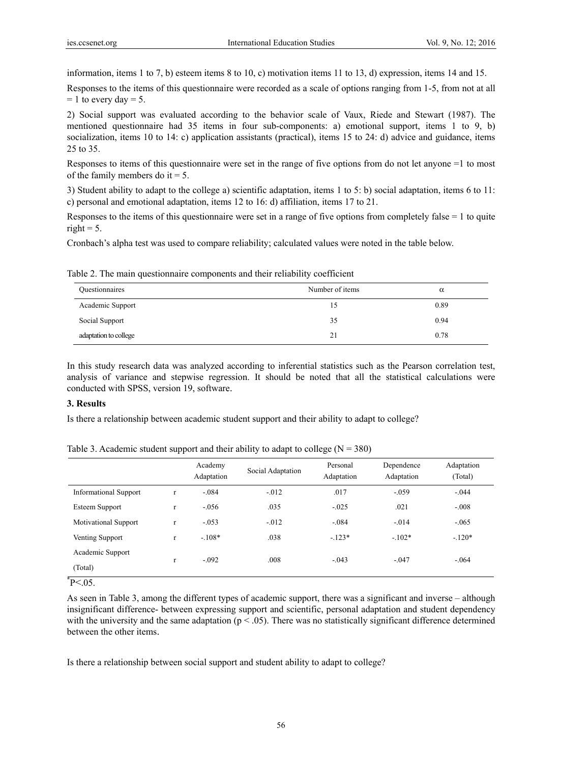information, items 1 to 7, b) esteem items 8 to 10, c) motivation items 11 to 13, d) expression, items 14 and 15.

Responses to the items of this questionnaire were recorded as a scale of options ranging from 1-5, from not at all = 1 to every day = 5.

2) Social support was evaluated according to the behavior scale of Vaux, Riede and Stewart (1987). The mentioned questionnaire had 35 items in four sub-components: a) emotional support, items 1 to 9, b) socialization, items 10 to 14: c) application assistants (practical), items 15 to 24: d) advice and guidance, items 25 to 35.

Responses to items of this questionnaire were set in the range of five options from do not let anyone =1 to most of the family members do it = 5.

3) Student ability to adapt to the college a) scientific adaptation, items 1 to 5: b) social adaptation, items 6 to 11: c) personal and emotional adaptation, items 12 to 16: d) affiliation, items 17 to 21.

Responses to the items of this questionnaire were set in a range of five options from completely false = 1 to quite right = 5.

Cronbach's alpha test was used to compare reliability; calculated values were noted in the table below.

Table 2. The main questionnaire components and their reliability coefficient

| Questionnaires | Number of items | α |
|---|---|---|
| Academic Support | 15 | 0.89 |
| Social Support | 35 | 0.94 |
| adaptation to college | 21 | 0.78 |

In this study research data was analyzed according to inferential statistics such as the Pearson correlation test, analysis of variance and stepwise regression. It should be noted that all the statistical calculations were conducted with SPSS, version 19, software.

## 3. Results

Is there a relationship between academic student support and their ability to adapt to college?

Table 3. Academic student support and their ability to adapt to college (N = 380)

| | | Academy Adaptation | Social Adaptation | Personal Adaptation | Dependence Adaptation | Adaptation (Total) |
|---|---|---|---|---|---|---|
| Informational Support | r | -.084 | -.012 | .017 | -.059 | -.044 |
| Esteem Support | r | -.056 | .035 | -.025 | .021 | -.008 |
| Motivational Support | r | -.053 | -.012 | -.084 | -.014 | -.065 |
| Venting Support | r | -.108* | .038 | -.123* | -.102* | -.120* |
| Academic Support (Total) | r | -.092 | .008 | -.043 | -.047 | -.064 |

*P<.05.

As seen in Table 3, among the different types of academic support, there was a significant and inverse – although insignificant difference- between expressing support and scientific, personal adaptation and student dependency with the university and the same adaptation ($p < .05$). There was no statistically significant difference determined between the other items.

Is there a relationship between social support and student ability to adapt to college?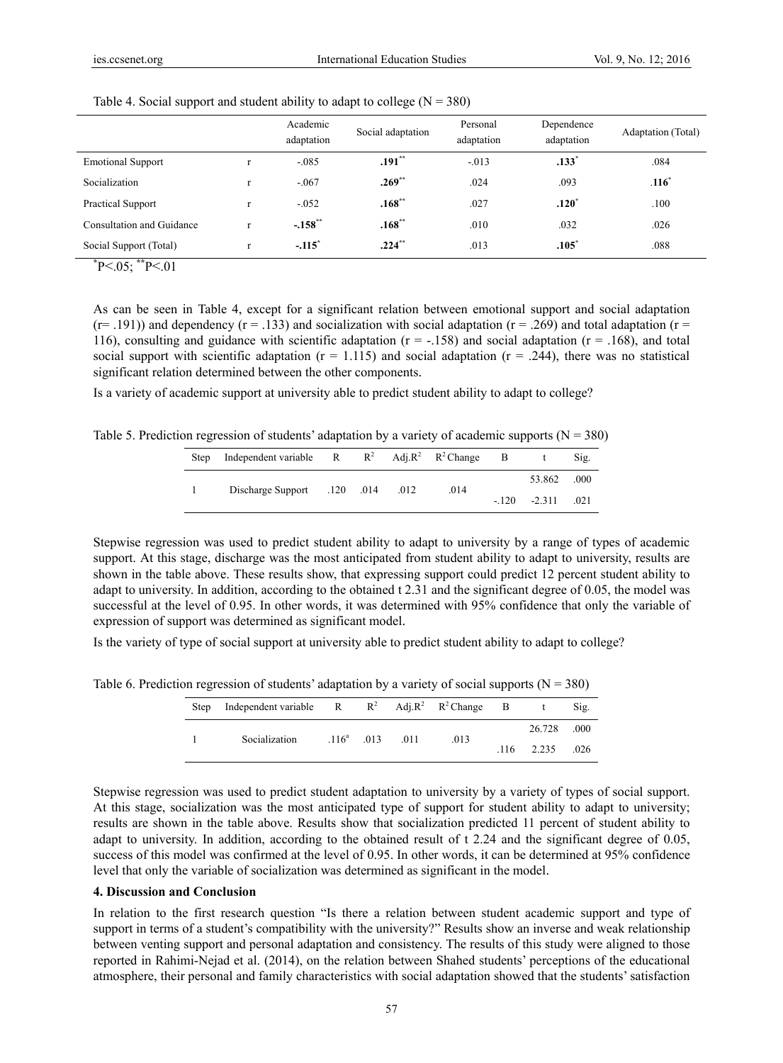Table 4. Social support and student ability to adapt to college (N = 380)

| | | Academic adaptation | Social adaptation | Personal adaptation | Dependence adaptation | Adaptation (Total) |
|---|---|---|---|---|---|---|
| Emotional Support | r | -.085 | **.191**$^{**}$ | -.013 | **.133**$^{*}$ | .084 |
| Socialization | r | -.067 | **.269**$^{**}$ | .024 | .093 | **.116**$^{*}$ |
| Practical Support | r | -.052 | **.168**$^{**}$ | .027 | **.120**$^{*}$ | .100 |
| Consultation and Guidance | r | **-.158**$^{**}$ | **.168**$^{**}$ | .010 | .032 | .026 |
| Social Support (Total) | r | **-.115**$^{*}$ | **.224**$^{**}$ | .013 | **.105**$^{*}$ | .088 |

$^{*}P<.05$; $^{**}P<.01$

As can be seen in Table 4, except for a significant relation between emotional support and social adaptation (r= .191)) and dependency (r = .133) and socialization with social adaptation (r = .269) and total adaptation (r = 116), consulting and guidance with scientific adaptation (r = -.158) and social adaptation (r = .168), and total social support with scientific adaptation (r = 1.115) and social adaptation (r = .244), there was no statistical significant relation determined between the other components.

Is a variety of academic support at university able to predict student ability to adapt to college?

Table 5. Prediction regression of students' adaptation by a variety of academic supports (N = 380)

| Step | Independent variable | R | $R^2$ | Adj.$R^2$ | $R^2$ Change | B | t | Sig. |
|---|---|---|---|---|---|---|---|---|
| 1 | Discharge Support | .120 | .014 | .012 | .014 | | 53.862 | .000 |
| | | | | | | -.120 | -2.311 | .021 |

Stepwise regression was used to predict student ability to adapt to university by a range of types of academic support. At this stage, discharge was the most anticipated from student ability to adapt to university, results are shown in the table above. These results show, that expressing support could predict 12 percent student ability to adapt to university. In addition, according to the obtained t 2.31 and the significant degree of 0.05, the model was successful at the level of 0.95. In other words, it was determined with 95% confidence that only the variable of expression of support was determined as significant model.

Is the variety of type of social support at university able to predict student ability to adapt to college?

Table 6. Prediction regression of students' adaptation by a variety of social supports (N = 380)

| Step | Independent variable | R | $R^2$ | Adj.$R^2$ | $R^2$ Change | B | t | Sig. |
|---|---|---|---|---|---|---|---|---|
| 1 | Socialization | .116[a] | .013 | .011 | .013 | | 26.728 | .000 |
| | | | | | | .116 | 2.235 | .026 |

Stepwise regression was used to predict student adaptation to university by a variety of types of social support. At this stage, socialization was the most anticipated type of support for student ability to adapt to university; results are shown in the table above. Results show that socialization predicted 11 percent of student ability to adapt to university. In addition, according to the obtained result of t 2.24 and the significant degree of 0.05, success of this model was confirmed at the level of 0.95. In other words, it can be determined at 95% confidence level that only the variable of socialization was determined as significant in the model.

## 4. Discussion and Conclusion

In relation to the first research question "Is there a relation between student academic support and type of support in terms of a student's compatibility with the university?" Results show an inverse and weak relationship between venting support and personal adaptation and consistency. The results of this study were aligned to those reported in Rahimi-Nejad et al. (2014), on the relation between Shahed students' perceptions of the educational atmosphere, their personal and family characteristics with social adaptation showed that the students' satisfaction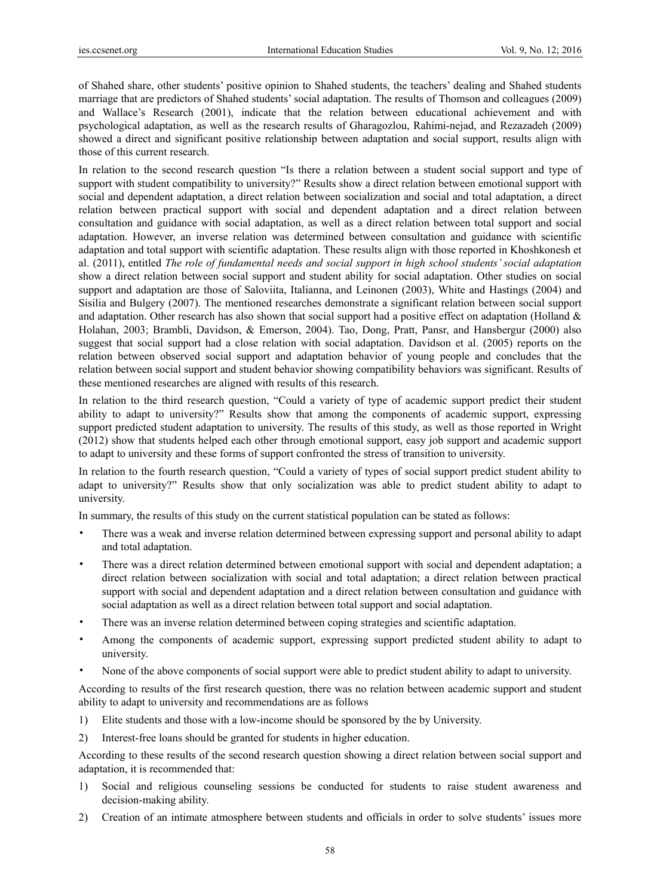of Shahed share, other students' positive opinion to Shahed students, the teachers' dealing and Shahed students marriage that are predictors of Shahed students' social adaptation. The results of Thomson and colleagues (2009) and Wallace's Research (2001), indicate that the relation between educational achievement and with psychological adaptation, as well as the research results of Gharagozlou, Rahimi-nejad, and Rezazadeh (2009) showed a direct and significant positive relationship between adaptation and social support, results align with those of this current research.

In relation to the second research question "Is there a relation between a student social support and type of support with student compatibility to university?" Results show a direct relation between emotional support with social and dependent adaptation, a direct relation between socialization and social and total adaptation, a direct relation between practical support with social and dependent adaptation and a direct relation between consultation and guidance with social adaptation, as well as a direct relation between total support and social adaptation. However, an inverse relation was determined between consultation and guidance with scientific adaptation and total support with scientific adaptation. These results align with those reported in Khoshkonesh et al. (2011), entitled *The role of fundamental needs and social support in high school students' social adaptation* show a direct relation between social support and student ability for social adaptation. Other studies on social support and adaptation are those of Saloviita, Italianna, and Leinonen (2003), White and Hastings (2004) and Sisilia and Bulgery (2007). The mentioned researches demonstrate a significant relation between social support and adaptation. Other research has also shown that social support had a positive effect on adaptation (Holland & Holahan, 2003; Brambli, Davidson, & Emerson, 2004). Tao, Dong, Pratt, Pansr, and Hansbergur (2000) also suggest that social support had a close relation with social adaptation. Davidson et al. (2005) reports on the relation between observed social support and adaptation behavior of young people and concludes that the relation between social support and student behavior showing compatibility behaviors was significant. Results of these mentioned researches are aligned with results of this research.

In relation to the third research question, "Could a variety of type of academic support predict their student ability to adapt to university?" Results show that among the components of academic support, expressing support predicted student adaptation to university. The results of this study, as well as those reported in Wright (2012) show that students helped each other through emotional support, easy job support and academic support to adapt to university and these forms of support confronted the stress of transition to university.

In relation to the fourth research question, "Could a variety of types of social support predict student ability to adapt to university?" Results show that only socialization was able to predict student ability to adapt to university.

In summary, the results of this study on the current statistical population can be stated as follows:

- There was a weak and inverse relation determined between expressing support and personal ability to adapt and total adaptation.
- There was a direct relation determined between emotional support with social and dependent adaptation; a direct relation between socialization with social and total adaptation; a direct relation between practical support with social and dependent adaptation and a direct relation between consultation and guidance with social adaptation as well as a direct relation between total support and social adaptation.
- There was an inverse relation determined between coping strategies and scientific adaptation.
- Among the components of academic support, expressing support predicted student ability to adapt to university.
- None of the above components of social support were able to predict student ability to adapt to university.

According to results of the first research question, there was no relation between academic support and student ability to adapt to university and recommendations are as follows

1) Elite students and those with a low-income should be sponsored by the by University.
2) Interest-free loans should be granted for students in higher education.

According to these results of the second research question showing a direct relation between social support and adaptation, it is recommended that:

1) Social and religious counseling sessions be conducted for students to raise student awareness and decision-making ability.
2) Creation of an intimate atmosphere between students and officials in order to solve students' issues more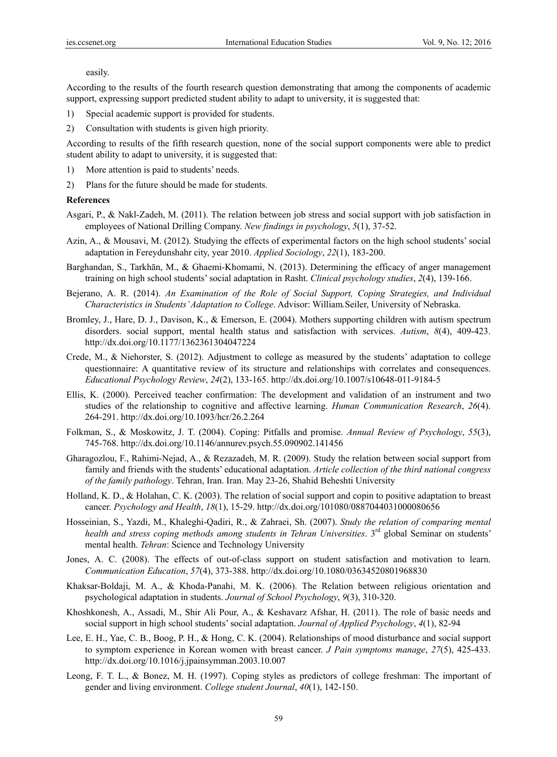easily.

According to the results of the fourth research question demonstrating that among the components of academic support, expressing support predicted student ability to adapt to university, it is suggested that:

1) Special academic support is provided for students.
2) Consultation with students is given high priority.

According to results of the fifth research question, none of the social support components were able to predict student ability to adapt to university, it is suggested that:

1) More attention is paid to students' needs.
2) Plans for the future should be made for students.

## References

Asgari, P., & Nakl-Zadeh, M. (2011). The relation between job stress and social support with job satisfaction in employees of National Drilling Company. *New findings in psychology*, *5*(1), 37-52.

Azin, A., & Mousavi, M. (2012). Studying the effects of experimental factors on the high school students' social adaptation in Fereydunshahr city, year 2010. *Applied Sociology*, *22*(1), 183-200.

Barghandan, S., Tarkhān, M., & Ghaemi-Khomami, N. (2013). Determining the efficacy of anger management training on high school students' social adaptation in Rasht. *Clinical psychology studies*, *2*(4), 139-166.

Bejerano, A. R. (2014). *An Examination of the Role of Social Support, Coping Strategies, and Individual Characteristics in Students' Adaptation to College*. Advisor: William. Seiler, University of Nebraska.

Bromley, J., Hare, D. J., Davison, K., & Emerson, E. (2004). Mothers supporting children with autism spectrum disorders. social support, mental health status and satisfaction with services. *Autism*, *8*(4), 409-423. http://dx.doi.org/10.1177/1362361304047224

Crede, M., & Niehorster, S. (2012). Adjustment to college as measured by the students' adaptation to college questionnaire: A quantitative review of its structure and relationships with correlates and consequences. *Educational Psychology Review*, *24*(2), 133-165. http://dx.doi.org/10.1007/s10648-011-9184-5

Ellis, K. (2000). Perceived teacher confirmation: The development and validation of an instrument and two studies of the relationship to cognitive and affective learning. *Human Communication Research*, *26*(4). 264-291. http://dx.doi.org/10.1093/hcr/26.2.264

Folkman, S., & Moskowitz, J. T. (2004). Coping: Pitfalls and promise. *Annual Review of Psychology*, *55*(3), 745-768. http://dx.doi.org/10.1146/annurev.psych.55.090902.141456

Gharagozlou, F., Rahimi-Nejad, A., & Rezazadeh, M. R. (2009). Study the relation between social support from family and friends with the students' educational adaptation. *Article collection of the third national congress of the family pathology*. Tehran, Iran. Iran. May 23-26, Shahid Beheshti University

Holland, K. D., & Holahan, C. K. (2003). The relation of social support and copin to positive adaptation to breast cancer. *Psychology and Health*, *18*(1), 15-29. http://dx.doi.org/101080/0887044031000080656

Hosseinian, S., Yazdi, M., Khaleghi-Qadiri, R., & Zahraei, Sh. (2007). *Study the relation of comparing mental health and stress coping methods among students in Tehran Universities*. 3rd global Seminar on students' mental health. *Tehran*: Science and Technology University

Jones, A. C. (2008). The effects of out-of-class support on student satisfaction and motivation to learn. *Communication Education*, *57*(4), 373-388. http://dx.doi.org/10.1080/03634520801968830

Khaksar-Boldaji, M. A., & Khoda-Panahi, M. K. (2006). The Relation between religious orientation and psychological adaptation in students. *Journal of School Psychology*, *9*(3), 310-320.

Khoshkonesh, A., Assadi, M., Shir Ali Pour, A., & Keshavarz Afshar, H. (2011). The role of basic needs and social support in high school students' social adaptation. *Journal of Applied Psychology*, *4*(1), 82-94

Lee, E. H., Yae, C. B., Boog, P. H., & Hong, C. K. (2004). Relationships of mood disturbance and social support to symptom experience in Korean women with breast cancer. *J Pain symptoms manage*, *27*(5), 425-433. http://dx.doi.org/10.1016/j.jpainsymman.2003.10.007

Leong, F. T. L., & Bonez, M. H. (1997). Coping styles as predictors of college freshman: The important of gender and living environment. *College student Journal*, *40*(1), 142-150.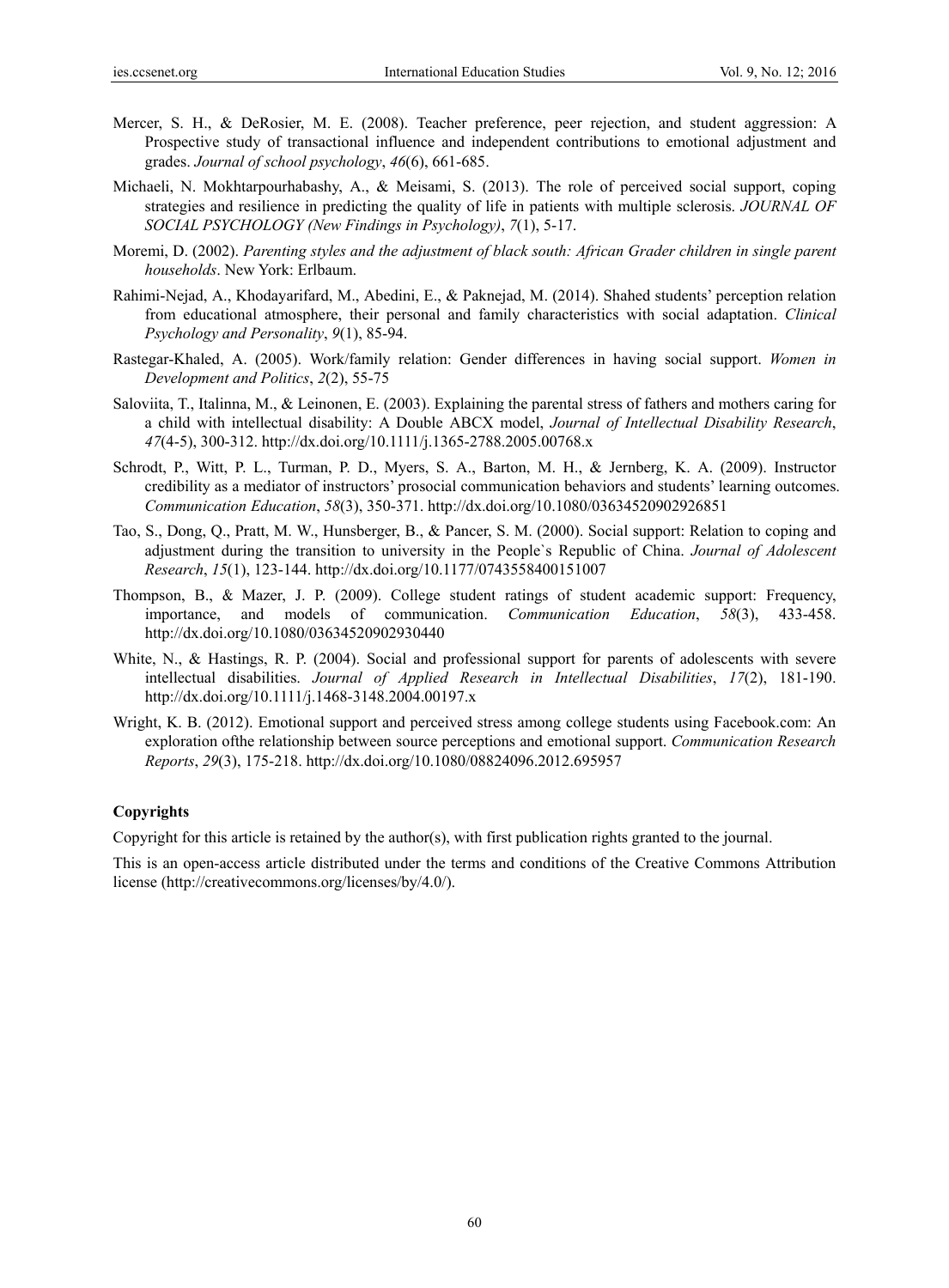Mercer, S. H., & DeRosier, M. E. (2008). Teacher preference, peer rejection, and student aggression: A Prospective study of transactional influence and independent contributions to emotional adjustment and grades. *Journal of school psychology*, *46*(6), 661-685.

Michaeli, N. Mokhtarpourhabashy, A., & Meisami, S. (2013). The role of perceived social support, coping strategies and resilience in predicting the quality of life in patients with multiple sclerosis. *JOURNAL OF SOCIAL PSYCHOLOGY (New Findings in Psychology)*, *7*(1), 5-17.

Moremi, D. (2002). *Parenting styles and the adjustment of black south: African Grader children in single parent households*. New York: Erlbaum.

Rahimi-Nejad, A., Khodayarifard, M., Abedini, E., & Paknejad, M. (2014). Shahed students' perception relation from educational atmosphere, their personal and family characteristics with social adaptation. *Clinical Psychology and Personality*, *9*(1), 85-94.

Rastegar-Khaled, A. (2005). Work/family relation: Gender differences in having social support. *Women in Development and Politics*, *2*(2), 55-75

Saloviita, T., Italinna, M., & Leinonen, E. (2003). Explaining the parental stress of fathers and mothers caring for a child with intellectual disability: A Double ABCX model, *Journal of Intellectual Disability Research*, *47*(4-5), 300-312. http://dx.doi.org/10.1111/j.1365-2788.2005.00768.x

Schrodt, P., Witt, P. L., Turman, P. D., Myers, S. A., Barton, M. H., & Jernberg, K. A. (2009). Instructor credibility as a mediator of instructors' prosocial communication behaviors and students' learning outcomes. *Communication Education*, *58*(3), 350-371. http://dx.doi.org/10.1080/03634520902926851

Tao, S., Dong, Q., Pratt, M. W., Hunsberger, B., & Pancer, S. M. (2000). Social support: Relation to coping and adjustment during the transition to university in the People`s Republic of China. *Journal of Adolescent Research*, *15*(1), 123-144. http://dx.doi.org/10.1177/0743558400151007

Thompson, B., & Mazer, J. P. (2009). College student ratings of student academic support: Frequency, importance, and models of communication. *Communication Education*, *58*(3), 433-458. http://dx.doi.org/10.1080/03634520902930440

White, N., & Hastings, R. P. (2004). Social and professional support for parents of adolescents with severe intellectual disabilities. *Journal of Applied Research in Intellectual Disabilities*, *17*(2), 181-190. http://dx.doi.org/10.1111/j.1468-3148.2004.00197.x

Wright, K. B. (2012). Emotional support and perceived stress among college students using Facebook.com: An exploration ofthe relationship between source perceptions and emotional support. *Communication Research Reports*, *29*(3), 175-218. http://dx.doi.org/10.1080/08824096.2012.695957

**Copyrights**

Copyright for this article is retained by the author(s), with first publication rights granted to the journal.

This is an open-access article distributed under the terms and conditions of the Creative Commons Attribution license (http://creativecommons.org/licenses/by/4.0/).